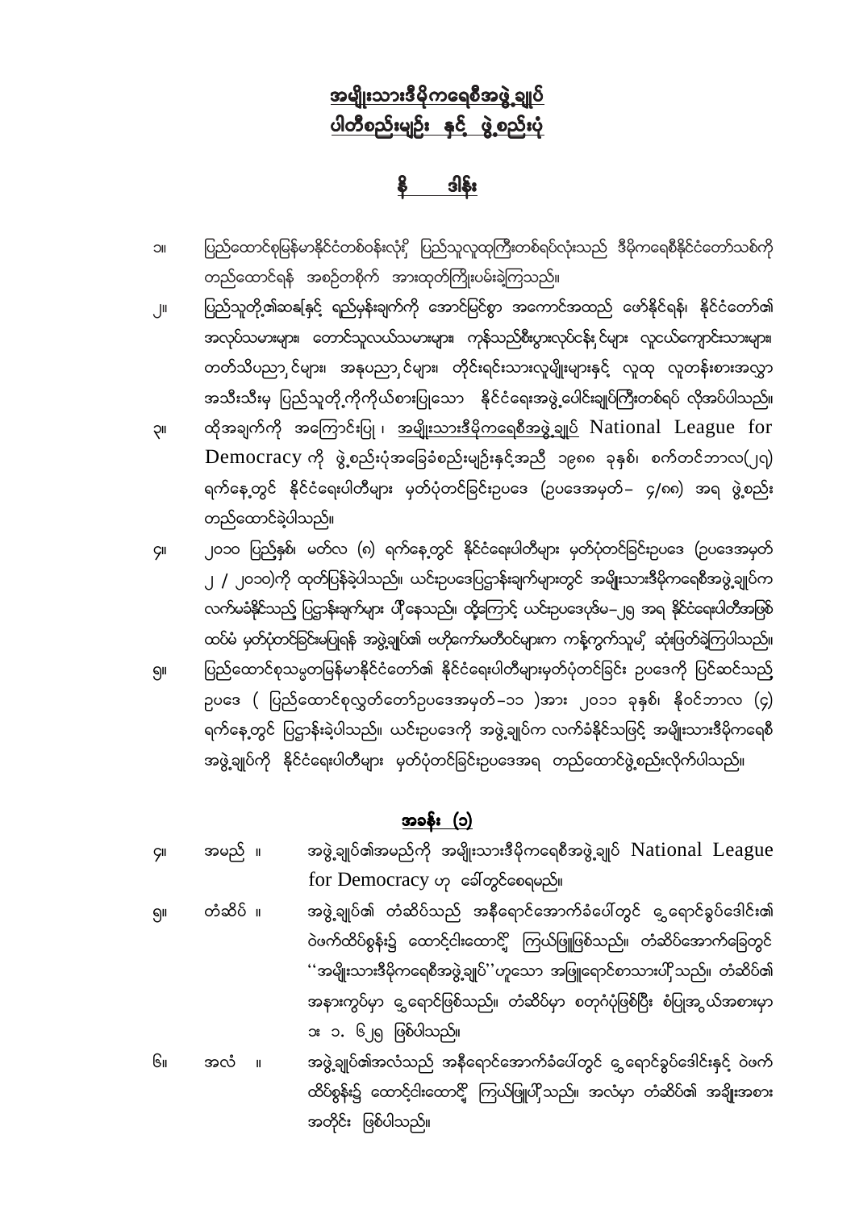# အမျိုးသားဒီမိုကရေစီအဖွဲ့ချုပ်
# ပါတီစည်းမျဉ်း နှင့် ဖွဲ့စည်းပုံ

## နိဒါန်း

၁။ ပြည်ထောင်စုမြန်မာနိုင်ငံတစ်ဝန်းလုံးရှိ ပြည်သူလူထုကြီးတစ်ရပ်လုံးသည် ဒီမိုကရေစီနိုင်ငံတော်သစ်ကို တည်ထောင်ရန် အစဉ်တစိုက် အားထုတ်ကြိုးပမ်းခဲ့ကြသည်။

၂။ ပြည်သူတို့၏ဆန္ဒနှင့် ရည်မှန်းချက်ကို အောင်မြင်စွာ အကောင်အထည် ဖော်နိုင်ရန်၊ နိုင်ငံတော်၏ အလုပ်သမားများ၊ တောင်သူလယ်သမားများ၊ ကုန်သည်စီးပွားလုပ်ငန်းရှင်များ၊ လူငယ်ကျောင်းသားများ၊ တတ်သိပညာရှင်များ၊ အနုပညာရှင်များ၊ တိုင်းရင်းသားလူမျိုးများနှင့် လူထု လူတန်းစားအလွှာ အသီးသီးမှ ပြည်သူတို့ကိုကိုယ်စားပြုသော နိုင်ငံရေးအဖွဲ့ပေါင်းချုပ်ကြီးတစ်ရပ် လိုအပ်ပါသည်။

၃။ ထိုအချက်ကို အကြောင်းပြု၍ အမျိုးသားဒီမိုကရေစီအဖွဲ့ချုပ် National League for Democracy ကို ဖွဲ့စည်းပုံအခြေခံစည်းမျဉ်းနှင့်အညီ ၁၉၈၈ ခုနှစ်၊ စက်တင်ဘာလ(၂၇) ရက်နေ့တွင် နိုင်ငံရေးပါတီများ မှတ်ပုံတင်ခြင်းဥပဒေ (ဥပဒေအမှတ်– ၄/၈၈) အရ ဖွဲ့စည်း တည်ထောင်ခဲ့ပါသည်။

၄။ ၂၀၁၀ ပြည့်နှစ်၊ မတ်လ (၈) ရက်နေ့တွင် နိုင်ငံရေးပါတီများ မှတ်ပုံတင်ခြင်းဥပဒေ (ဥပဒေအမှတ် ၂ / ၂၀၁၀)ကို ထုတ်ပြန်ခဲ့ပါသည်။ ယင်းဥပဒေပြဋ္ဌာန်းချက်များတွင် အမျိုးသားဒီမိုကရေစီအဖွဲ့ချုပ်က လက်မခံနိုင်သည့် ပြဋ္ဌာန်းချက်များ ပါရှိနေသည်။ ထို့ကြောင့် ယင်းဥပဒေပုဒ်မ–၂၅ အရ နိုင်ငံရေးပါတီအဖြစ် ထပ်မံ မှတ်ပုံတင်ခြင်းမပြုရန် အဖွဲ့ချုပ်၏ ဗဟိုကော်မတီဝင်များက ကန့်ကွက်သူမရှိ ဆုံးဖြတ်ခဲ့ကြပါသည်။

၅။ ပြည်ထောင်စုသမ္မတမြန်မာနိုင်ငံတော်၏ နိုင်ငံရေးပါတီများမှတ်ပုံတင်ခြင်း ဥပဒေကို ပြင်ဆင်သည့် ဥပဒေ ( ပြည်ထောင်စုလွှတ်တော်ဥပဒေအမှတ်–၁၁ )အား ၂၀၁၁ ခုနှစ်၊ နိုဝင်ဘာလ (၄) ရက်နေ့တွင် ပြဋ္ဌာန်းခဲ့ပါသည်။ ယင်းဥပဒေကို အဖွဲ့ချုပ်က လက်ခံနိုင်သဖြင့် အမျိုးသားဒီမိုကရေစီ အဖွဲ့ချုပ်ကို နိုင်ငံရေးပါတီများ မှတ်ပုံတင်ခြင်းဥပဒေအရ တည်ထောင်ဖွဲ့စည်းလိုက်ပါသည်။

## အခန်း (၁)

၄။ အမည် ။ အဖွဲ့ချုပ်၏အမည်ကို အမျိုးသားဒီမိုကရေစီအဖွဲ့ချုပ် National League for Democracy ဟု ခေါ်တွင်စေရမည်။

၅။ တံဆိပ် ။ အဖွဲ့ချုပ်၏ တံဆိပ်သည် အနီရောင်အောက်ခံပေါ်တွင် ရွှေရောင်ခွပ်ဒေါင်း၏ ဝဲဖက်ထိပ်စွန်း၌ ထောင့်ငါးထောင့် ကြယ်ဖြူဖြစ်သည်။ တံဆိပ်အောက်ခြေတွင် ''အမျိုးသားဒီမိုကရေစီအဖွဲ့ချုပ်''ဟူသော အဖြူရောင်စာသားပါရှိသည်။ တံဆိပ်၏ အနားကွပ်မှာ ရွှေရောင်ဖြစ်သည်။ တံဆိပ်မှာ စတုဂံပုံဖြစ်ပြီး စံပြုအချိုးအစားမှာ ၁း ၁. ၆၂၅ ဖြစ်ပါသည်။

၆။ အလံ ။ အဖွဲ့ချုပ်၏အလံသည် အနီရောင်အောက်ခံပေါ်တွင် ရွှေရောင်ခွပ်ဒေါင်းနှင့် ဝဲဖက် ထိပ်စွန်း၌ ထောင့်ငါးထောင့် ကြယ်ဖြူပါရှိသည်။ အလံမှာ တံဆိပ်၏ အချိုးအစား အတိုင်း ဖြစ်ပါသည်။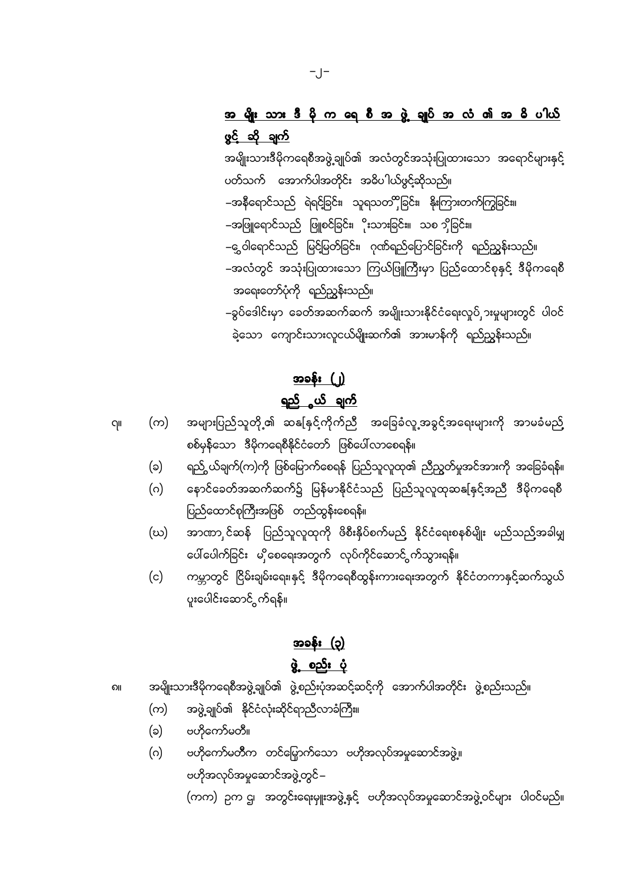## အမျိုးသားဒီမိုကရေစီအဖွဲ့ချုပ်အလံ၏ အဓိပ္ပါယ်ဖွင့်ဆိုချက်

အမျိုးသားဒီမိုကရေစီအဖွဲ့ချုပ်၏ အလံတွင်အသုံးပြုထားသော အရောင်များနှင့် ပတ်သက် အောက်ပါအတိုင်း အဓိပ္ပါယ်ဖွင့်ဆိုသည်။

- အနီရောင်သည် ရဲရင့်ခြင်း၊ သူရသတ္တိခြင်း၊ နိုးကြားတက်ကြွခြင်း။
- အဖြူရောင်သည် ဖြူစင်ခြင်း၊ ိုးသားခြင်း၊ သစ္စာရှိခြင်း။
- ဝါရောင်သည် မြင့်မြတ်ခြင်း၊ ဂုဏ်ရည်ပြောင်ခြင်းကို ရည်ညွှန်းသည်။
- အလံတွင် အသုံးပြုထားသော ကြယ်ဖြူကြီးမှာ ပြည်ထောင်စုနှင့် ဒီမိုကရေစီ အရေးတော်ပုံကို ရည်ညွှန်းသည်။
- ခွပ်ဒေါင်းမှာ ခေတ်အဆက်ဆက် အမျိုးသားနိုင်ငံရေးလှုပ်ရှားမှုများတွင် ပါဝင်ခဲ့သော ကျောင်းသားလူငယ်မျိုးဆက်၏ အားမာန်ကို ရည်ညွှန်းသည်။

## အခန်း (၂)
## ရည်မှန်းချက်

၇။ (က) အများပြည်သူတို့၏ ဆန္ဒနှင့်ကိုက်ညီ အခြေခံလူ့အခွင့်အရေးများကို အာမခံမည့် စစ်မှန်သော ဒီမိုကရေစီနိုင်ငံတော် ဖြစ်ပေါ်လာစေရန်။

(ခ) ရည်မှန်းချက်(က)ကို ဖြစ်မြောက်စေရန် ပြည်သူလူထု၏ ညီညွတ်မှုအင်အားကို အခြေခံရန်။

(ဂ) နောင်ခေတ်အဆက်ဆက်၌ မြန်မာနိုင်ငံသည် ပြည်သူလူထုဆန္ဒနှင့်အညီ ဒီမိုကရေစီ ပြည်ထောင်စုကြီးအဖြစ် တည်တွန်းစေရန်။

(ဃ) အာဏာရှင်ဆန် ပြည်သူလူထုကို ဖိစီးနှိပ်စက်မည့် နိုင်ငံရေးစနစ်မျိုး မည်သည့်အခါမျှ ပေါ်ပေါက်ခြင်း မရှိစေရေးအတွက် လုပ်ကိုင်ဆောင်ရွက်သွားရန်။

(င) ကမ္ဘာတွင် ငြိမ်းချမ်းရေးနှင့် ဒီမိုကရေစီထွန်းကားရေးအတွက် နိုင်ငံတကာနှင့်ဆက်သွယ် ပူးပေါင်းဆောင်ရွက်ရန်။

## အခန်း (၃)
## ဖွဲ့စည်းပုံ

၈။ အမျိုးသားဒီမိုကရေစီအဖွဲ့ချုပ်၏ ဖွဲ့စည်းပုံအဆင့်ဆင့်ကို အောက်ပါအတိုင်း ဖွဲ့စည်းသည်။

(က) အဖွဲ့ချုပ်၏ နိုင်ငံလုံးဆိုင်ရာညီလာခံကြီး။

(ခ) ဗဟိုကော်မတီ။

(ဂ) ဗဟိုကော်မတီက တင်မြှောက်သော ဗဟိုအလုပ်အမှုဆောင်အဖွဲ့။

ဗဟိုအလုပ်အမှုဆောင်အဖွဲ့တွင် –

(ကက) ဥက္ကဋ္ဌ၊ အတွင်းရေးမှူးအဖွဲ့နှင့် ဗဟိုအလုပ်အမှုဆောင်အဖွဲ့ဝင်များ ပါဝင်မည်။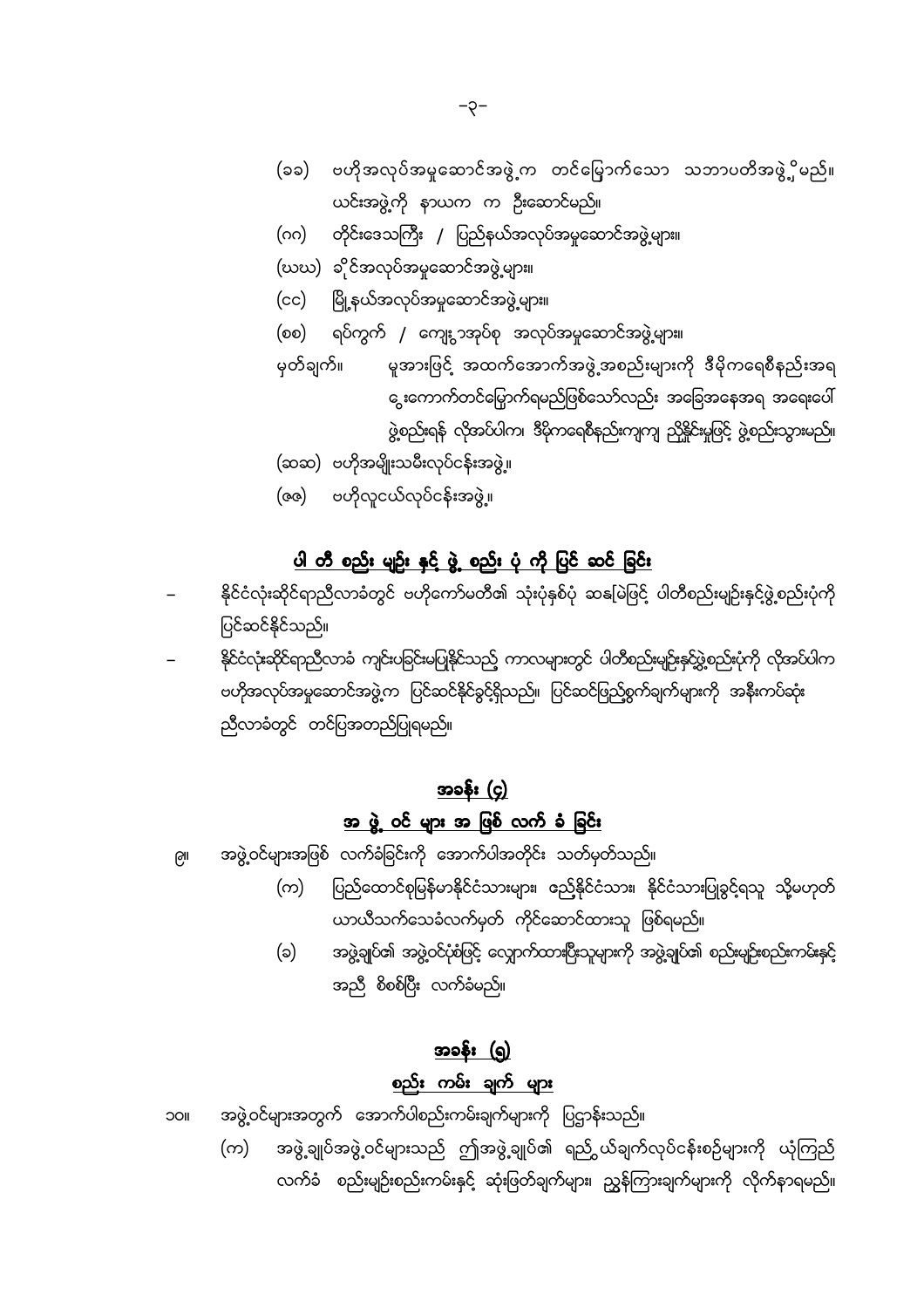(ခခ) ဗဟိုအလုပ်အမှုဆောင်အဖွဲ့က တင်မြှောက်သော သဘာပတိအဖွဲ့ ၇ ဦးမည်။ ယင်းအဖွဲ့ကို နာယက က ဦးဆောင်မည်။

(ဂဂ) တိုင်းဒေသကြီး / ပြည်နယ်အလုပ်အမှုဆောင်အဖွဲ့များ။

(ဃဃ) ခရိုင်အလုပ်အမှုဆောင်အဖွဲ့များ။

(ငင) မြို့နယ်အလုပ်အမှုဆောင်အဖွဲ့များ။

(စစ) ရပ်ကွက် / ကျေးရွာအုပ်စု အလုပ်အမှုဆောင်အဖွဲ့များ။

မှတ်ချက်။ မူအားဖြင့် အထက်အောက်အဖွဲ့အစည်းများကို ဒီမိုကရေစီနည်းအရ ရွေးကောက်တင်မြှောက်ရမည်ဖြစ်သော်လည်း အခြေအနေအရ အရေးပေါ်ဖွဲ့စည်းရန် လိုအပ်ပါက၊ ဒီမိုကရေစီနည်းကျကျ ညှိနှိုင်းမှုဖြင့် ဖွဲ့စည်းသွားမည်။

(ဆဆ) ဗဟိုအမျိုးသမီးလုပ်ငန်းအဖွဲ့။

(ဇဇ) ဗဟိုလူငယ်လုပ်ငန်းအဖွဲ့။

## ပါ တီ စည်း မျဉ်း နှင့် ဖွဲ့ စည်း ပုံ ကို ပြင် ဆင် ခြင်း

- နိုင်ငံလုံးဆိုင်ရာညီလာခံတွင် ဗဟိုကော်မတီ၏ သုံးပုံနှစ်ပုံ ဆန္ဒမဲဖြင့် ပါတီစည်းမျဉ်းနှင့်ဖွဲ့စည်းပုံကို ပြင်ဆင်နိုင်သည်။
- နိုင်ငံလုံးဆိုင်ရာညီလာခံ ကျင်းပခြင်းမပြုနိုင်သည့် ကာလများတွင် ပါတီစည်းမျဉ်းနှင့်ဖွဲ့စည်းပုံကို လိုအပ်ပါက ဗဟိုအလုပ်အမှုဆောင်အဖွဲ့က ပြင်ဆင်နိုင်ခွင့်ရှိသည်။ ပြင်ဆင်ဖြည့်စွက်ချက်များကို အနီးကပ်ဆုံး ညီလာခံတွင် တင်ပြအတည်ပြုရမည်။

## အခန်း (၄)
## အ ဖွဲ့ ဝင် များ အ ဖြစ် လက် ခံ ခြင်း

၉။ အဖွဲ့ဝင်များအဖြစ် လက်ခံခြင်းကို အောက်ပါအတိုင်း သတ်မှတ်သည်။

(က) ပြည်ထောင်စုမြန်မာနိုင်ငံသားများ၊ ဧည့်နိုင်ငံသား၊ နိုင်ငံသားပြုခွင့်ရသူ သို့မဟုတ် ယာယီသက်သေခံလက်မှတ် ကိုင်ဆောင်ထားသူ ဖြစ်ရမည်။

(ခ) အဖွဲ့ချုပ်၏ အဖွဲ့ဝင်ပုံစံဖြင့် လျှောက်ထားပြီးသူများကို အဖွဲ့ချုပ်၏ စည်းမျဉ်းစည်းကမ်းနှင့် အညီ စိစစ်ပြီး လက်ခံမည်။

## အခန်း (၅)
## စည်း ကမ်း ချက် များ

၁၀။ အဖွဲ့ဝင်များအတွက် အောက်ပါစည်းကမ်းချက်များကို ပြဋ္ဌာန်းသည်။

(က) အဖွဲ့ချုပ်အဖွဲ့ဝင်များသည် ဤအဖွဲ့ချုပ်၏ ရည်ရွယ်ချက်လုပ်ငန်းစဉ်များကို ယုံကြည်လက်ခံ စည်းမျဉ်းစည်းကမ်းနှင့် ဆုံးဖြတ်ချက်များ၊ ညွှန်ကြားချက်များကို လိုက်နာရမည်။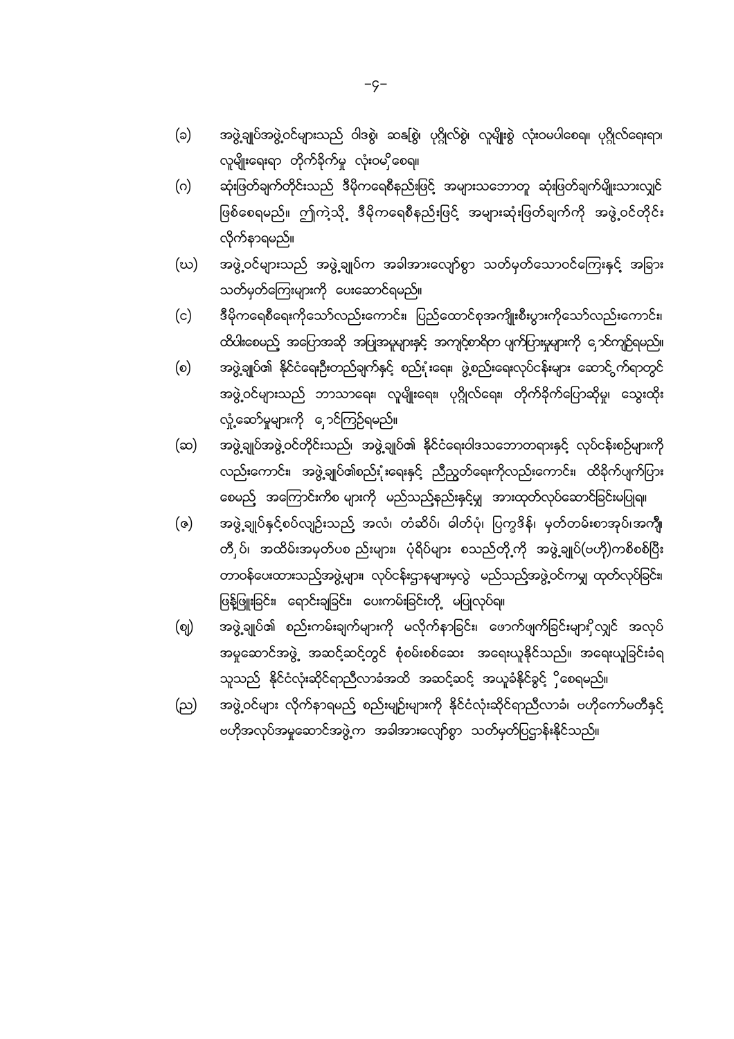(ခ) အဖွဲ့ချုပ်အဖွဲ့ဝင်များသည် ဝါဒစွဲ၊ ဆန္ဒစွဲ၊ ပုဂ္ဂိုလ်စွဲ၊ လူမျိုးစွဲ လုံးဝမပါစေရ။ ပုဂ္ဂိုလ်ရေးရာ၊ လူမျိုးရေးရာ တိုက်ခိုက်မှု လုံးဝမ ရှိစေရ။

(ဂ) ဆုံးဖြတ်ချက်တိုင်းသည် ဒီမိုကရေစီနည်းဖြင့် အများသဘောတူ ဆုံးဖြတ်ချက်မျိုးသာလျှင် ဖြစ်စေရမည်။ ဤကဲ့သို့ ဒီမိုကရေစီနည်းဖြင့် အများဆုံးဖြတ်ချက်ကို အဖွဲ့ဝင်တိုင်း လိုက်နာရမည်။

(ဃ) အဖွဲ့ဝင်များသည် အဖွဲ့ချုပ်က အခါအားလျော်စွာ သတ်မှတ်သောဝင်ကြေးနှင့် အခြား သတ်မှတ်ကြေးများကို ပေးဆောင်ရမည်။

(င) ဒီမိုကရေစီရေးကိုသော်လည်းကောင်း၊ ပြည်ထောင်စုအကျိုးစီးပွားကိုသော်လည်းကောင်း၊ ထိပါးစေမည့် အပြောအဆို အပြုအမူများနှင့် အကျင့်စာရိတ္တ ပျက်ပြားမှုများကို ရှောင်ကျဉ်ရမည်။

(စ) အဖွဲ့ချုပ်၏ နိုင်ငံရေးဦးတည်ချက်နှင့် စည်းရုံးရေး၊ ဖွဲ့စည်းရေးလုပ်ငန်းများ ဆောင်ရွက်ရာတွင် အဖွဲ့ဝင်များသည် ဘာသာရေး၊ လူမျိုးရေး၊ ပုဂ္ဂိုလ်ရေး၊ တိုက်ခိုက်ပြောဆိုမှု၊ သွေးထိုး လှုံ့ဆော်မှုများကို ရှောင်ကြဉ်ရမည်။

(ဆ) အဖွဲ့ချုပ်အဖွဲ့ဝင်တိုင်းသည်၊ အဖွဲ့ချုပ်၏ နိုင်ငံရေးဝါဒသဘောတရားနှင့် လုပ်ငန်းစဉ်များကို လည်းကောင်း၊ အဖွဲ့ချုပ်၏စည်းရုံးရေးနှင့် ညီညွတ်ရေးကိုလည်းကောင်း၊ ထိခိုက်ပျက်ပြား စေမည့် အကြောင်းကိစ္စ များကို မည်သည့်နည်းနှင့်မျှ အားထုတ်လုပ်ဆောင်ခြင်းမပြုရ။

(ဇ) အဖွဲ့ချုပ်နှင့်စပ်လျဉ်းသည့် အလံ၊ တံဆိပ်၊ ဓါတ်ပုံ၊ ပြက္ခဒိန်၊ မှတ်တမ်းစာအုပ်၊အကျီ၊ တီ႐ှပ်၊ အထိမ်းအမှတ်ပစ ္စည်းများ၊ ပုံရိပ်များ စသည်တို့ကို အဖွဲ့ချုပ်(ဗဟို)ကစိစစ်ပြီး တာဝန်ပေးထားသည့်အဖွဲ့များ၊ လုပ်ငန်းဌာနများမှလွဲ မည်သည့်အဖွဲ့ဝင်ကမျှ ထုတ်လုပ်ခြင်း၊ ဖြန့်ဖြူးခြင်း၊ ရောင်းချခြင်း၊ ပေးကမ်းခြင်းတို့ မပြုလုပ်ရ။

(ဈ) အဖွဲ့ချုပ်၏ စည်းကမ်းချက်များကို မလိုက်နာခြင်း၊ ဖောက်ဖျက်ခြင်းများရှိလျှင် အလုပ် အမှုဆောင်အဖွဲ့ အဆင့်ဆင့်တွင် စုံစမ်းစစ်ဆေး အရေးယူနိုင်သည်။ အရေးယူခြင်းခံရ သူသည် နိုင်ငံလုံးဆိုင်ရာညီလာခံအထိ အဆင့်ဆင့် အယူခံနိုင်ခွင့် ရှိစေရမည်။

(ည) အဖွဲ့ဝင်များ လိုက်နာရမည့် စည်းမျဉ်းများကို နိုင်ငံလုံးဆိုင်ရာညီလာခံ၊ ဗဟိုကော်မတီနှင့် ဗဟိုအလုပ်အမှုဆောင်အဖွဲ့က အခါအားလျော်စွာ သတ်မှတ်ပြဋ္ဌာန်းနိုင်သည်။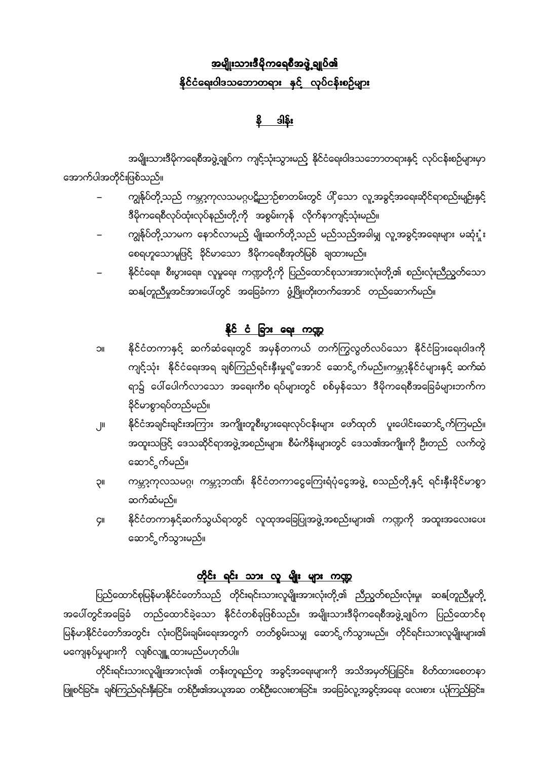# အမျိုးသားဒီမိုကရေစီအဖွဲ့ချုပ်၏ နိုင်ငံရေးဝါဒသဘောတရား နှင့် လုပ်ငန်းစဉ်များ

## နိဒါန်း

အမျိုးသားဒီမိုကရေစီအဖွဲ့ချုပ်က ကျင့်သုံးသွားမည့် နိုင်ငံရေးဝါဒသဘောတရားနှင့် လုပ်ငန်းစဉ်များမှာ အောက်ပါအတိုင်းဖြစ်သည်။

- ကျွန်ုပ်တို့သည် ကမ္ဘာ့ကုလသမဂ္ဂပဋိညာဉ်စာတမ်းတွင် ပါရှိသော လူ့အခွင့်အရေးဆိုင်ရာစည်းမျဉ်းနှင့် ဒီမိုကရေစီလုပ်ထုံးလုပ်နည်းတို့ကို အစွမ်းကုန် လိုက်နာကျင့်သုံးမည်။
- ကျွန်ုပ်တို့သာမက နောင်လာမည့် မျိုးဆက်တို့သည် မည်သည့်အခါမျှ လူ့အခွင့်အရေးများ မဆုံးရှုံးစေရဟူသောမူဖြင့် ခိုင်မာသော ဒီမိုကရေစီအုတ်မြစ် ချထားမည်။
- နိုင်ငံရေး၊ စီးပွားရေး၊ လူမှုရေး ကဏ္ဍတို့ကို ပြည်ထောင်စုသားအားလုံးတို့၏ စည်းလုံးညီညွတ်သော ဆန္ဒတူညီမှုအင်အားပေါ်တွင် အခြေခံကာ ဖွံ့ဖြိုးတိုးတက်အောင် တည်ဆောက်မည်။

## နိုင်ငံခြားရေး ကဏ္ဍ

၁။ နိုင်ငံတကာနှင့် ဆက်ဆံရေးတွင် အမှန်တကယ် တက်ကြွလွတ်လပ်သော နိုင်ငံခြားရေးဝါဒကို ကျင့်သုံး နိုင်ငံရေးအရ ချစ်ကြည်ရင်းနှီးမှုရှိအောင် ဆောင်ရွက်မည်။ကမ္ဘာ့နိုင်ငံများနှင့် ဆက်ဆံရာ၌ ပေါ်ပေါက်လာသော အရေးကိစ္စရပ်များတွင် စစ်မှန်သော ဒီမိုကရေစီအခြေခံများဘက်က ခိုင်မာစွာရပ်တည်မည်။

၂။ နိုင်ငံအချင်းချင်းအကြား အကျိုးတူစီးပွားရေးလုပ်ငန်းများ ဖော်ထုတ် ပူးပေါင်းဆောင်ရွက်ကြမည်။ အထူးသဖြင့် ဒေသဆိုင်ရာအဖွဲ့အစည်းများ၊ စီမံကိန်းများတွင် ဒေသ၏အကျိုးကို ဦးတည် လက်တွဲဆောင်ရွက်မည်။

၃။ ကမ္ဘာ့ကုလသမဂ္ဂ၊ ကမ္ဘာ့ဘဏ်၊ နိုင်ငံတကာငွေကြေးရံပုံငွေအဖွဲ့ စသည်တို့နှင့် ရင်းနှီးခိုင်မာစွာ ဆက်ဆံမည်။

၄။ နိုင်ငံတကာနှင့်ဆက်သွယ်ရာတွင် လူထုအခြေပြုအဖွဲ့အစည်းများ၏ ကဏ္ဍကို အထူးအလေးပေး ဆောင်ရွက်သွားမည်။

## တိုင်း ရင်း သား လူ မျိုး များ ကဏ္ဍ

ပြည်ထောင်စုမြန်မာနိုင်ငံတော်သည် တိုင်းရင်းသားလူမျိုးအားလုံးတို့၏ ညီညွတ်စည်းလုံးမှု၊ ဆန္ဒတူညီမှုတို့အပေါ်တွင်အခြေခံ တည်ထောင်ခဲ့သော နိုင်ငံတစ်ခုဖြစ်သည်။ အမျိုးသားဒီမိုကရေစီအဖွဲ့ချုပ်က ပြည်ထောင်စုမြန်မာနိုင်ငံတော်အတွင်း လုံးဝငြိမ်းချမ်းရေးအတွက် တတ်စွမ်းသမျှ ဆောင်ရွက်သွားမည်။ တိုင်ရင်းသားလူမျိုးများ၏ မကျေနပ်မှုများကို လျစ်လျူ ထားမည်မဟုတ်ပါ။

တိုင်းရင်းသားလူမျိုးအားလုံး၏ တန်းတူရည်တူ အခွင့်အရေးများကို အသိအမှတ်ပြုခြင်း၊ စိတ်ထားစေတနာ ဖြူစင်ခြင်း၊ ချစ်ကြည်ရင်းနှီးခြင်း၊ တစ်ဦး၏အယူအဆ တစ်ဦးလေးစားခြင်း၊ အခြေခံလူ့အခွင့်အရေး လေးစား ယုံကြည်ခြင်း၊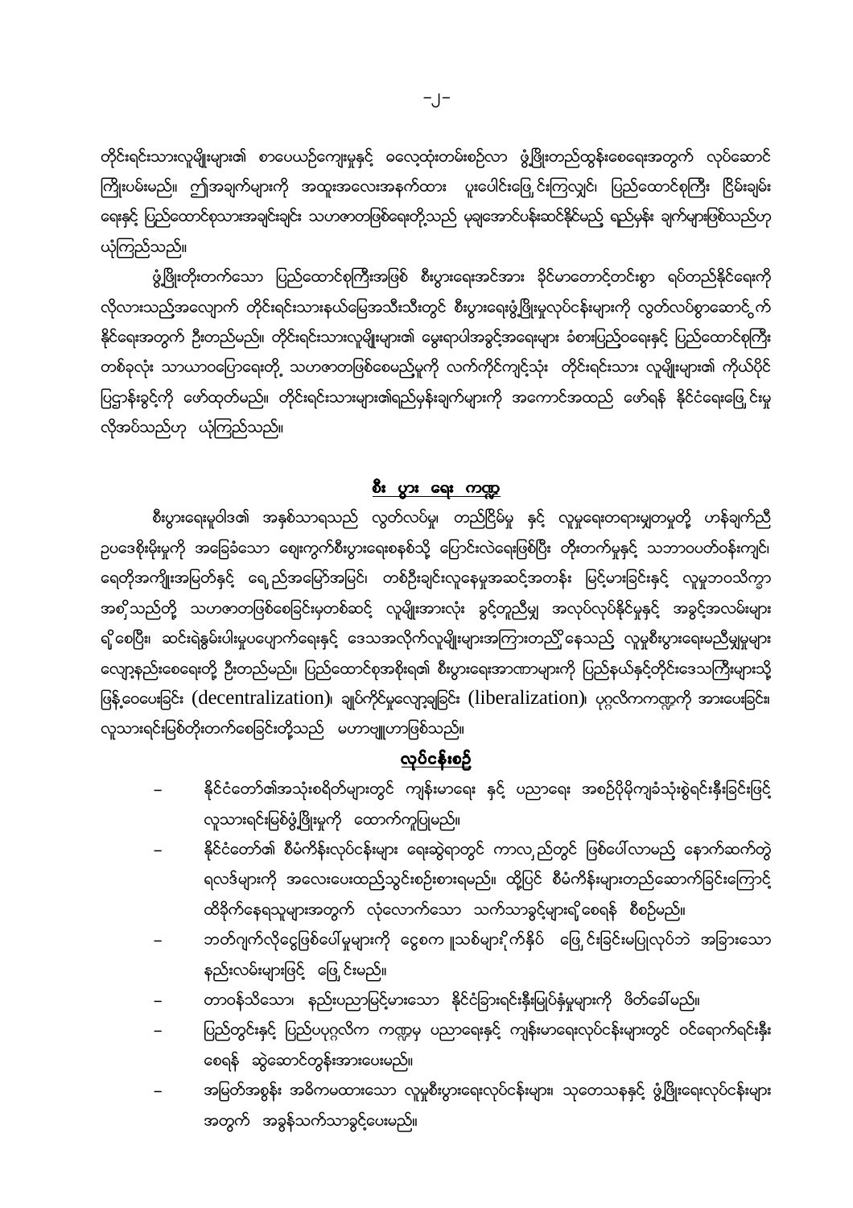တိုင်းရင်းသားလူမျိုးများ၏ စာပေယဉ်ကျေးမှုနှင့် ဓလေ့ထုံးတမ်းစဉ်လာ ဖွံ့ဖြိုးတည်ထွန်းစေရေးအတွက် လုပ်ဆောင်ကြိုးပမ်းမည်။ ဤအချက်များကို အထူးအလေးအနက်ထား ပူးပေါင်းဖြေရှင်းကြလျှင်၊ ပြည်ထောင်စုကြီး ငြိမ်းချမ်းရေးနှင့် ပြည်ထောင်စုသားအချင်းချင်း သဟဇာတဖြစ်ရေးတို့သည် မုချအောင်ပန်းဆင်နိုင်မည့် ရည်မှန်း ချက်များဖြစ်သည်ဟု ယုံကြည်သည်။

ဖွံ့ဖြိုးတိုးတက်သော ပြည်ထောင်စုကြီးအဖြစ် စီးပွားရေးအင်အား ခိုင်မာတောင့်တင်းစွာ ရပ်တည်နိုင်ရေးကို လိုလားသည့်အလျောက် တိုင်းရင်းသားနယ်မြေအသီးသီးတွင် စီးပွားရေးဖွံ့ဖြိုးမှုလုပ်ငန်းများကို လွတ်လပ်စွာဆောင်ရွက်နိုင်ရေးအတွက် ဦးတည်မည်။ တိုင်းရင်းသားလူမျိုးများ၏ မွေးရာပါအခွင့်အရေးများ ခံစားပြည့်ဝရေးနှင့် ပြည်ထောင်စုကြီး တစ်ခုလုံး သာယာဝပြောရေးတို့ သဟဇာတဖြစ်စေမည့်မူကို လက်ကိုင်ကျင့်သုံး တိုင်းရင်းသား လူမျိုးများ၏ ကိုယ်ပိုင်ပြဌာန်းခွင့်ကို ဖော်ထုတ်မည်။ တိုင်းရင်းသားများ၏ရည်မှန်းချက်များကို အကောင်အထည် ဖော်ရန် နိုင်ငံရေးဖြေရှင်းမှု လိုအပ်သည်ဟု ယုံကြည်သည်။

## စီး ပွား ရေး ကဏ္ဍ

စီးပွားရေးမူဝါဒ၏ အနှစ်သာရသည် လွတ်လပ်မှု၊ တည်ငြိမ်မှု နှင့် လူမှုရေးတရားမျှတမှုတို့ ဟန်ချက်ညီ ဥပဒေစိုးမိုးမှုကို အခြေခံသော ဈေးကွက်စီးပွားရေးစနစ်သို့ ပြောင်းလဲရေးဖြစ်ပြီး တိုးတက်မှုနှင့် သဘာဝပတ်ဝန်းကျင်၊ ရေရှိအကျိုးအမြတ်နှင့် ရေရှည်အမြော်အမြင်၊ တစ်ဦးချင်းလူနေမှုအဆင့်အတန်း မြင့်မားခြင်းနှင့် လူမှုဘဝသိက္ခာ အစရှိသည်တို့ သဟဇာတဖြစ်စေခြင်းမှတစ်ဆင့် လူမျိုးအားလုံး ခွင့်တူညီမျှ အလုပ်လုပ်နိုင်မှုနှင့် အခွင့်အလမ်းများ ရှိစေပြီး၊ ဆင်းရဲနွမ်းပါးမှုပပျောက်ရေးနှင့် ဒေသအလိုက်လူမျိုးများအကြားတည်ရှိနေသည့် လူမှုစီးပွားရေးမညီမျှမှုများ လျော့နည်းစေရေးတို့ ဦးတည်မည်။ ပြည်ထောင်စုအစိုးရ၏ စီးပွားရေးအာဏာများကို ပြည်နယ်နှင့်တိုင်းဒေသကြီးများသို့ ဖြန့်ဝေပေးခြင်း (decentralization)၊ ချုပ်ကိုင်မှုလျော့ချခြင်း (liberalization)၊ ပုဂ္ဂလိကကဏ္ဍကို အားပေးခြင်း၊ လူသားရင်းမြစ်တိုးတက်စေခြင်းတို့သည် မဟာဗျူဟာဖြစ်သည်။

### လုပ်ငန်းစဉ်

- နိုင်ငံတော်၏အသုံးစရိတ်များတွင် ကျန်းမာရေး နှင့် ပညာရေး အစဉ်ပိုမိုကျခံသုံးစွဲရင်းနှီးခြင်းဖြင့် လူသားရင်းမြစ်ဖွံ့ဖြိုးမှုကို ထောက်ကူပြုမည်။
- နိုင်ငံတော်၏ စီမံကိန်းလုပ်ငန်းများ ရေးဆွဲရာတွင် ကာလရှည်တွင် ဖြစ်ပေါ်လာမည့် နောက်ဆက်တွဲ ရလဒ်များကို အလေးပေးထည့်သွင်းစဉ်းစားရမည်။ ထို့ပြင် စီမံကိန်းများတည်ဆောက်ခြင်းကြောင့် ထိခိုက်နေရသူများအတွက် လုံလောက်သော သက်သာခွင့်များရှိစေရန် စီစဉ်မည်။
- ဘတ်ဂျက်လိုငွေဖြစ်ပေါ်မှုများကို ငွေစက္ကူသစ်များရိုက်နှိပ် ဖြေရှင်းခြင်းမပြုလုပ်ဘဲ အခြားသော နည်းလမ်းများဖြင့် ဖြေရှင်းမည်။
- တာဝန်သိသော၊ နည်းပညာမြင့်မားသော နိုင်ငံခြားရင်းနှီးမြှုပ်နှံမှုများကို ဖိတ်ခေါ်မည်။
- ပြည်တွင်းနှင့် ပြည်ပပုဂ္ဂလိက ကဏ္ဍမှ ပညာရေးနှင့် ကျန်းမာရေးလုပ်ငန်းများတွင် ဝင်ရောက်ရင်းနှီး စေရန် ဆွဲဆောင်တွန်းအားပေးမည်။
- အမြတ်အစွန်း အဓိကမထားသော လူမှုစီးပွားရေးလုပ်ငန်းများ၊ သုတေသနနှင့် ဖွံ့ဖြိုးရေးလုပ်ငန်းများ အတွက် အခွန်သက်သာခွင့်ပေးမည်။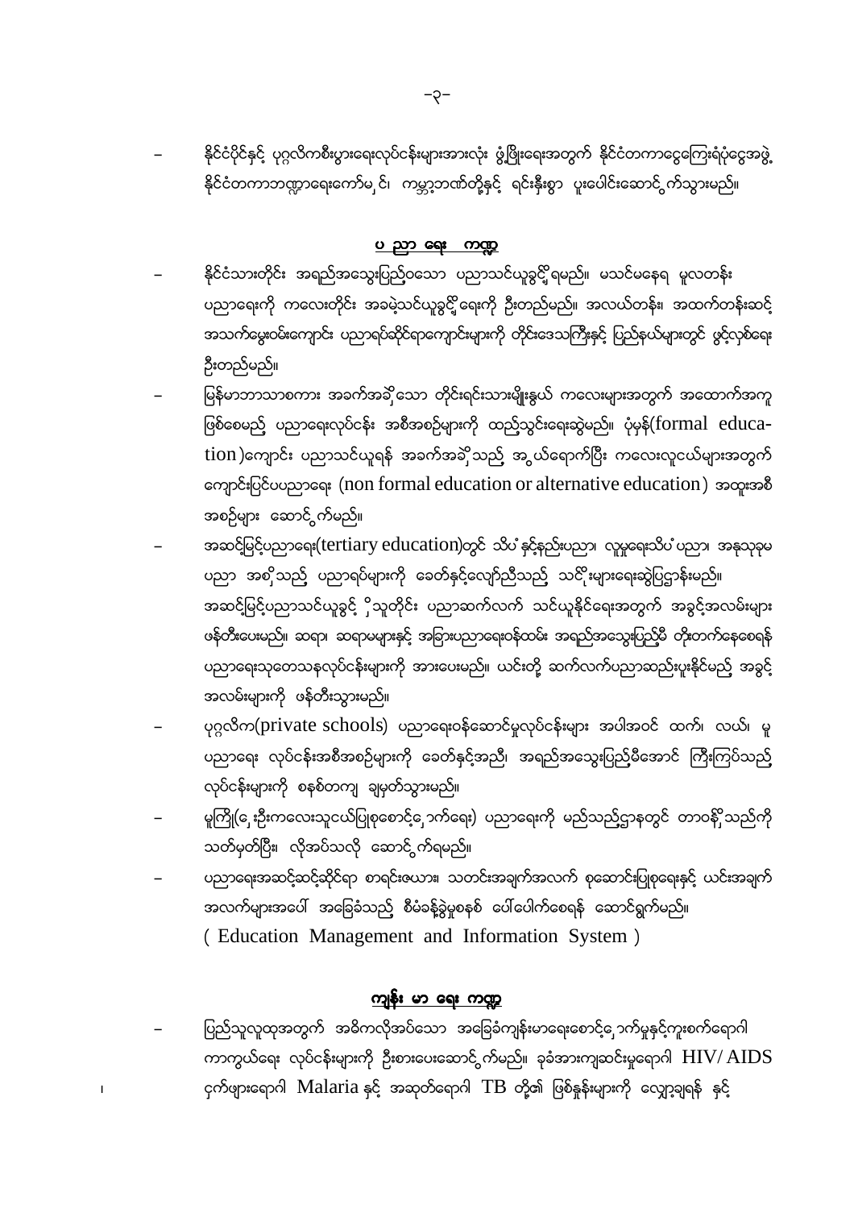- နိုင်ငံပိုင်နှင့် ပုဂ္ဂလိကစီးပွားရေးလုပ်ငန်းများအားလုံး ဖွံ့ဖြိုးရေးအတွက် နိုင်ငံတကာငွေကြေးရံပုံငွေအဖွဲ့ နိုင်ငံတကာဘဏ္ဍာရေးကော်ပိုရေးရှင်း၊ ကမ္ဘာ့ဘဏ်တို့နှင့် ရင်းနှီးစွာ ပူးပေါင်းဆောင်ရွက်သွားမည်။

## ပညာရေး ကဏ္ဍ

- နိုင်ငံသားတိုင်း အရည်အသွေးပြည့်ဝသော ပညာသင်ယူခွင့်ရှိရမည်။ မသင်မနေရ မူလတန်း ပညာရေးကို ကလေးတိုင်း အခမဲ့သင်ယူခွင့်ရှိရေးကို ဦးတည်မည်။ အလယ်တန်း၊ အထက်တန်းဆင့် အသက်မွေးဝမ်းကျောင်း ပညာရပ်ဆိုင်ရာကျောင်းများကို တိုင်းဒေသကြီးနှင့် ပြည်နယ်များတွင် ဖွင့်လှစ်ရေး ဦးတည်မည်။
- မြန်မာဘာသာစကား အခက်အခဲရှိသော တိုင်းရင်းသားမျိုးနွယ် ကလေးများအတွက် အထောက်အကူ ဖြစ်စေမည့် ပညာရေးလုပ်ငန်း အစီအစဉ်များကို ထည့်သွင်းရေးဆွဲမည်။ ပုံမှန်(formal education)ကျောင်း ပညာသင်ယူရန် အခက်အခဲရှိသည့် အရွယ်ရောက်ပြီး ကလေးလူငယ်များအတွက် ကျောင်းပြင်ပပညာရေး (non formal education or alternative education) အထူးအစီအစဉ်များ ဆောင်ရွက်မည်။
- အဆင့်မြင့်ပညာရေး(tertiary education)တွင် သိပ္ပံနှင့်နည်းပညာ၊ လူမှုရေးသိပ္ပံပညာ၊ အနုသုခုမ ပညာ အစရှိသည့် ပညာရပ်များကို ခေတ်နှင့်လျော်ညီသည့် သင်ရိုးများရေးဆွဲပြဋ္ဌာန်းမည်။ အဆင့်မြင့်ပညာသင်ယူခွင့်ရှိသူတိုင်း ပညာဆက်လက် သင်ယူနိုင်ရေးအတွက် အခွင့်အလမ်းများ ဖန်တီးပေးမည်။ ဆရာ၊ ဆရာမများနှင့် အခြားပညာရေးဝန်ထမ်း အရည်အသွေးပြည့်မီ တိုးတက်နေစေရန် ပညာရေးသုတေသနလုပ်ငန်းများကို အားပေးမည်။ ယင်းတို့ ဆက်လက်ပညာဆည်းပူးနိုင်မည့် အခွင့်အလမ်းများကို ဖန်တီးသွားမည်။
- ပုဂ္ဂလိက(private schools) ပညာရေးဝန်ဆောင်မှုလုပ်ငန်းများ အပါအဝင် ထက်၊ လယ်၊ မူ ပညာရေး လုပ်ငန်းအစီအစဉ်များကို ခေတ်နှင့်အညီ၊ အရည်အသွေးပြည့်မီအောင် ကြီးကြပ်သည့် လုပ်ငန်းများကို စနစ်တကျ ချမှတ်သွားမည်။
- မူကြို(ငယ်ရွယ်စဉ်ကလေးသူငယ်ပြုစုစောင့်ရှောက်ရေး) ပညာရေးကို မည်သည့်ဌာနတွင် တာဝန်ရှိသည်ကို သတ်မှတ်ပြီး၊ လိုအပ်သလို ဆောင်ရွက်ရမည်။
- ပညာရေးအဆင့်ဆင့်ဆိုင်ရာ စာရင်းဇယား၊ သတင်းအချက်အလက် စုဆောင်းပြုစုရေးနှင့် ယင်းအချက် အလက်များအပေါ် အခြေခံသည့် စီမံခန့်ခွဲမှုစနစ် ပေါ်ပေါက်စေရန် ဆောင်ရွက်မည်။ ( Education Management and Information System )

## ကျန်းမာရေး ကဏ္ဍ

- ပြည်သူလူထုအတွက် အဓိကလိုအပ်သော အခြေခံကျန်းမာရေးစောင့်ရှောက်မှုနှင့်ကူးစက်ရောဂါ ကာကွယ်ရေး လုပ်ငန်းများကို ဦးစားပေးဆောင်ရွက်မည်။ ခုခံအားကျဆင်းမှုရောဂါ HIV/ AIDS ငှက်ဖျားရောဂါ Malaria နှင့် အဆုတ်ရောဂါ TB တို့၏ ဖြစ်နှုန်းများကို လျှော့ချရန် နှင့်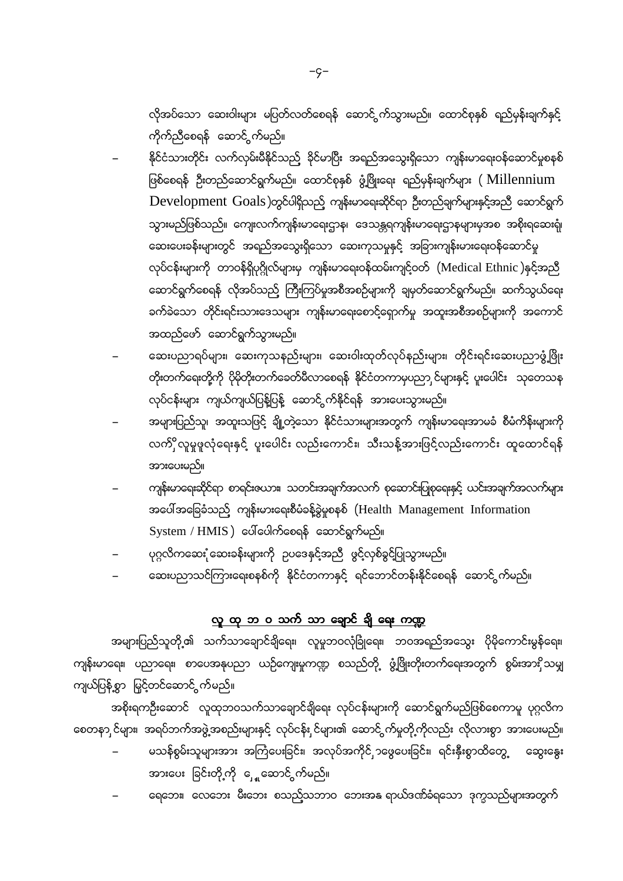လိုအပ်သော ဆေးဝါးများ မပြတ်လတ်စေရန် ဆောင်ရွက်သွားမည်။ ထောင်စုနှစ် ရည်မှန်းချက်နှင့် ကိုက်ညီစေရန် ဆောင်ရွက်မည်။

- နိုင်ငံသားတိုင်း လက်လှမ်းမီနိုင်သည့် ခိုင်မာပြီး အရည်အသွေးရှိသော ကျန်းမာရေးဝန်ဆောင်မှုစနစ် ဖြစ်စေရန် ဦးတည်ဆောင်ရွက်မည်။ ထောင်စုနှစ် ဖွံ့ဖြိုးရေး ရည်မှန်းချက်များ ( Millennium Development Goals )တွင်ပါရှိသည့် ကျန်းမာရေးဆိုင်ရာ ဦးတည်ချက်များနှင့်အညီ ဆောင်ရွက်သွားမည်ဖြစ်သည်။ ကျေးလက်ကျန်းမာရေးဌာန၊ ဒေသန္တရကျန်းမာရေးဌာနများမှအစ အစိုးရဆေးရုံ ဆေးပေးခန်းများတွင် အရည်အသွေးရှိသော ဆေးကုသမှုနှင့် အခြားကျန်းမာရေးဝန်ဆောင်မှု လုပ်ငန်းများကို တာဝန်ရှိပုဂ္ဂိုလ်များမှ ကျန်းမာရေးဝန်ထမ်းကျင့်ဝတ် (Medical Ethnic )နှင့်အညီ ဆောင်ရွက်စေရန် လိုအပ်သည့် ကြီးကြပ်မှုအစီအစဉ်များကို ချမှတ်ဆောင်ရွက်မည်။ ဆက်သွယ်ရေးခက်ခဲသော တိုင်းရင်းသားဒေသများ ကျန်းမာရေးစောင့်ရှောက်မှု အထူးအစီအစဉ်များကို အကောင်အထည်ဖော် ဆောင်ရွက်သွားမည်။
- ဆေးပညာရပ်များ၊ ဆေးကုသနည်းများ၊ ဆေးဝါးထုတ်လုပ်နည်းများ၊ တိုင်းရင်းဆေးပညာဖွံ့ဖြိုးတိုးတက်ရေးတို့ကို ပိုမိုတိုးတက်ခေတ်မီလာစေရန် နိုင်ငံတကာမှပညာရှင်များနှင့် ပူးပေါင်း သုတေသနလုပ်ငန်းများ ကျယ်ကျယ်ပြန့်ပြန့် ဆောင်ရွက်နိုင်ရန် အားပေးသွားမည်။
- အများပြည်သူ၊ အထူးသဖြင့် ချို့တဲ့သော နိုင်ငံသားများအတွက် ကျန်းမာရေးအာမခံ စီမံကိန်းများကို လက်ှိ လူမှုဖူလုံရေးနှင့် ပူးပေါင်း လည်းကောင်း၊ သီးသန့်အားဖြင့်လည်းကောင်း ထူထောင်ရန် အားပေးမည်။
- ကျန်းမာရေးဆိုင်ရာ စာရင်းဇယား၊ သတင်းအချက်အလက် စုဆောင်းပြုစုရေးနှင့် ယင်းအချက်အလက်များ အပေါ်အခြေခံသည့် ကျန်းမာရေးစီမံခန့်ခွဲမှုစနစ် (Health Management Information System / HMIS ) ပေါ်ပေါက်စေရန် ဆောင်ရွက်မည်။
- ပုဂ္ဂလိကဆေးရုံ ဆေးခန်းများကို ဥပဒေနှင့်အညီ ဖွင့်လှစ်ခွင့်ပြုသွားမည်။
- ဆေးပညာသင်ကြားရေးစနစ်ကို နိုင်ငံတကာနှင့် ရင်ဘောင်တန်းနိုင်စေရန် ဆောင်ရွက်မည်။

## လူ ထု ဘ ဝ သက် သာ ချောင် ချိ ရေး ကဏ္ဍ

အများပြည်သူတို့၏ သက်သာချောင်ချိရေး၊ လူမှုဘဝလုံခြုံရေး၊ ဘဝအရည်အသွေး ပိုမိုကောင်းမွန်ရေး၊ ကျန်းမာရေး၊ ပညာရေး၊ စာပေအနုပညာ ယဉ်ကျေးမှုကဏ္ဍ စသည်တို့ ဖွံ့ဖြိုးတိုးတက်ရေးအတွက် စွမ်းအားရှိသမျှ ကျယ်ပြန့်စွာ မြှင့်တင်ဆောင်ရွက်မည်။

အစိုးရကဦးဆောင် လူထုဘဝသက်သာချောင်ချိရေး လုပ်ငန်းများကို ဆောင်ရွက်မည်ဖြစ်စေကာမူ ပုဂ္ဂလိကစေတနာရှင်များ၊ အရပ်ဘက်အဖွဲ့အစည်းများနှင့် လုပ်ငန်းရှင်များ၏ ဆောင်ရွက်မှုတို့ကိုလည်း လိုလားစွာ အားပေးမည်။

- မသန်စွမ်းသူများအား အကြံပေးခြင်း၊ အလုပ်အကိုင်ရှာဖွေပေးခြင်း၊ ရင်းနှီးစွာထိတွေ့ ဆွေးနွေး အားပေး ခြင်းတို့ကို ဆောင်ရွက်မည်။
- ရေဘေး၊ လေဘေး၊ မီးဘေး စသည့်သဘာဝ ဘေးအန္တရာယ်ဒဏ်ခံရသော ဒုက္ခသည်များအတွက်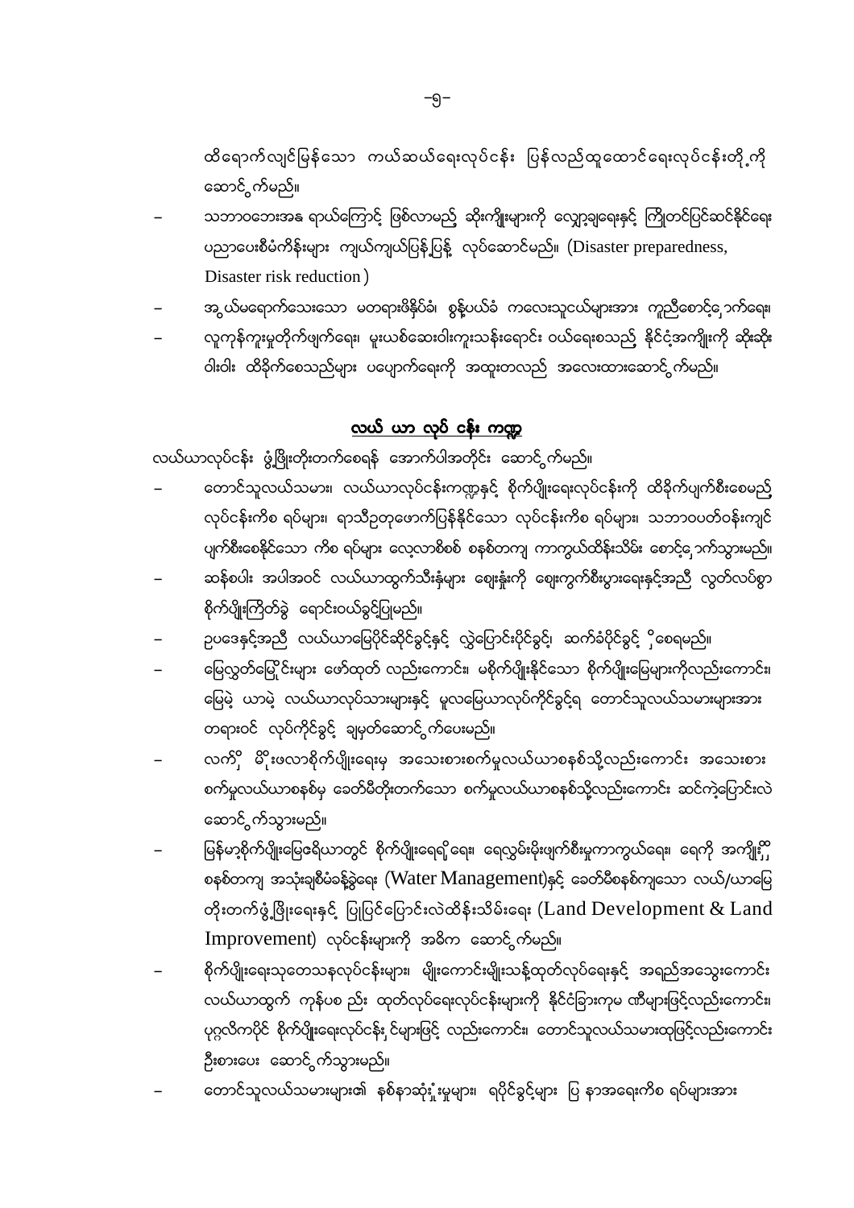ထိရောက်လျင်မြန်သော ကယ်ဆယ်ရေးလုပ်ငန်း ပြန်လည်ထူထောင်ရေးလုပ်ငန်းတို့ကို ဆောင်ရွက်မည်။

- သဘာဝဘေးအန္တရာယ်ကြောင့် ဖြစ်လာမည့် ဆိုးကျိုးများကို လျှော့ချရေးနှင့် ကြိုတင်ပြင်ဆင်နိုင်ရေး ပညာပေးစီမံကိန်းများ ကျယ်ကျယ်ပြန့်ပြန့် လုပ်ဆောင်မည်။ (Disaster preparedness, Disaster risk reduction)
- အွယ်မရောက်သေးသော မတရားဖိနှိပ်ခံ၊ စွန့်ပယ်ခံ ကလေးသူငယ်များအား ကူညီစောင့်ရှောက်ရေး၊
- လူကုန်ကူးမှုတိုက်ဖျက်ရေး၊ မူးယစ်ဆေးဝါးကူးသန်းရောင်း ဝယ်ရေးစသည့် နိုင်ငံ့အကျိုးကို ဆိုးဆိုးဝါးဝါး ထိခိုက်စေသည်များ ပပျောက်ရေးကို အထူးတလည် အလေးထားဆောင်ရွက်မည်။

## လယ် ယာ လုပ် ငန်း ကဏ္ဍ

လယ်ယာလုပ်ငန်း ဖွံ့ဖြိုးတိုးတက်စေရန် အောက်ပါအတိုင်း ဆောင်ရွက်မည်။

- တောင်သူလယ်သမား၊ လယ်ယာလုပ်ငန်းကဏ္ဍနှင့် စိုက်ပျိုးရေးလုပ်ငန်းကို ထိခိုက်ပျက်စီးစေမည့် လုပ်ငန်းကိစ္စရပ်များ၊ ရာသီဥတုဖောက်ပြန်နိုင်သော လုပ်ငန်းကိစ္စရပ်များ၊ သဘာဝပတ်ဝန်းကျင် ပျက်စီးစေနိုင်သော ကိစ္စရပ်များ လေ့လာစိစစ် စနစ်တကျ ကာကွယ်ထိန်းသိမ်း စောင့်ရှောက်သွားမည်။
- ဆန်စပါး အပါအဝင် လယ်ယာထွက်သီးနှံများ ဈေးနှုန်းကို ဈေးကွက်စီးပွားရေးနှင့်အညီ လွတ်လပ်စွာ စိုက်ပျိုးကြိတ်ခွဲ ရောင်းဝယ်ခွင့်ပြုမည်။
- ဥပဒေနှင့်အညီ လယ်ယာမြေပိုင်ဆိုင်ခွင့်နှင့် လွှဲပြောင်းပိုင်ခွင့်၊ ဆက်ခံပိုင်ခွင့် ရှိစေရမည်။
- မြေလွတ်မြေရိုင်းများ ဖော်ထုတ် လည်းကောင်း၊ မစိုက်ပျိုးနိုင်သော စိုက်ပျိုးမြေများကိုလည်းကောင်း၊ မြေမဲ့ ယာမဲ့ လယ်ယာလုပ်သားများနှင့် မူလမြေယာလုပ်ကိုင်ခွင့်ရ တောင်သူလယ်သမားများအား တရားဝင် လုပ်ကိုင်ခွင့် ချမှတ်ဆောင်ရွက်ပေးမည်။
- လက်ရှိ မိုးဖလာစိုက်ပျိုးရေးမှ အသေးစားစက်မှုလယ်ယာစနစ်သို့လည်းကောင်း အသေးစား စက်မှုလယ်ယာစနစ်မှ ခေတ်မီတိုးတက်သော စက်မှုလယ်ယာစနစ်သို့လည်းကောင်း ဆင့်ကဲပြောင်းလဲ ဆောင်ရွက်သွားမည်။
- မြန်မာ့စိုက်ပျိုးမြေဧရိယာတွင် စိုက်ပျိုးရေရရှိရေး၊ ရေလွှမ်းမိုးဖျက်စီးမှုကာကွယ်ရေး၊ ရေကို အကျိုးရှိရှိ စနစ်တကျ အသုံးချစီမံခန့်ခွဲရေး (Water Management)နှင့် ခေတ်မီစနစ်ကျသော လယ်/ယာမြေ တိုးတက်ဖွံ့ဖြိုးရေးနှင့် ပြုပြင်ပြောင်းလဲထိန်းသိမ်းရေး (Land Development & Land Improvement) လုပ်ငန်းများကို အဓိက ဆောင်ရွက်မည်။
- စိုက်ပျိုးရေးသုတေသနလုပ်ငန်းများ၊ မျိုးကောင်းမျိုးသန့်ထုတ်လုပ်ရေးနှင့် အရည်အသွေးကောင်း လယ်ယာထွက် ကုန်ပစ္စည်း ထုတ်လုပ်ရေးလုပ်ငန်းများကို နိုင်ငံခြားကုမ္ပဏီများဖြင့်လည်းကောင်း၊ ပုဂ္ဂလိကပိုင် စိုက်ပျိုးရေးလုပ်ငန်းရှင်များဖြင့် လည်းကောင်း၊ တောင်သူလယ်သမားထုဖြင့်လည်းကောင်း ဦးစားပေး ဆောင်ရွက်သွားမည်။
- တောင်သူလယ်သမားများ၏ နစ်နာဆုံးရှုံးမှုများ၊ ရပိုင်ခွင့်များ ပြဿနာအရေးကိစ္စရပ်များအား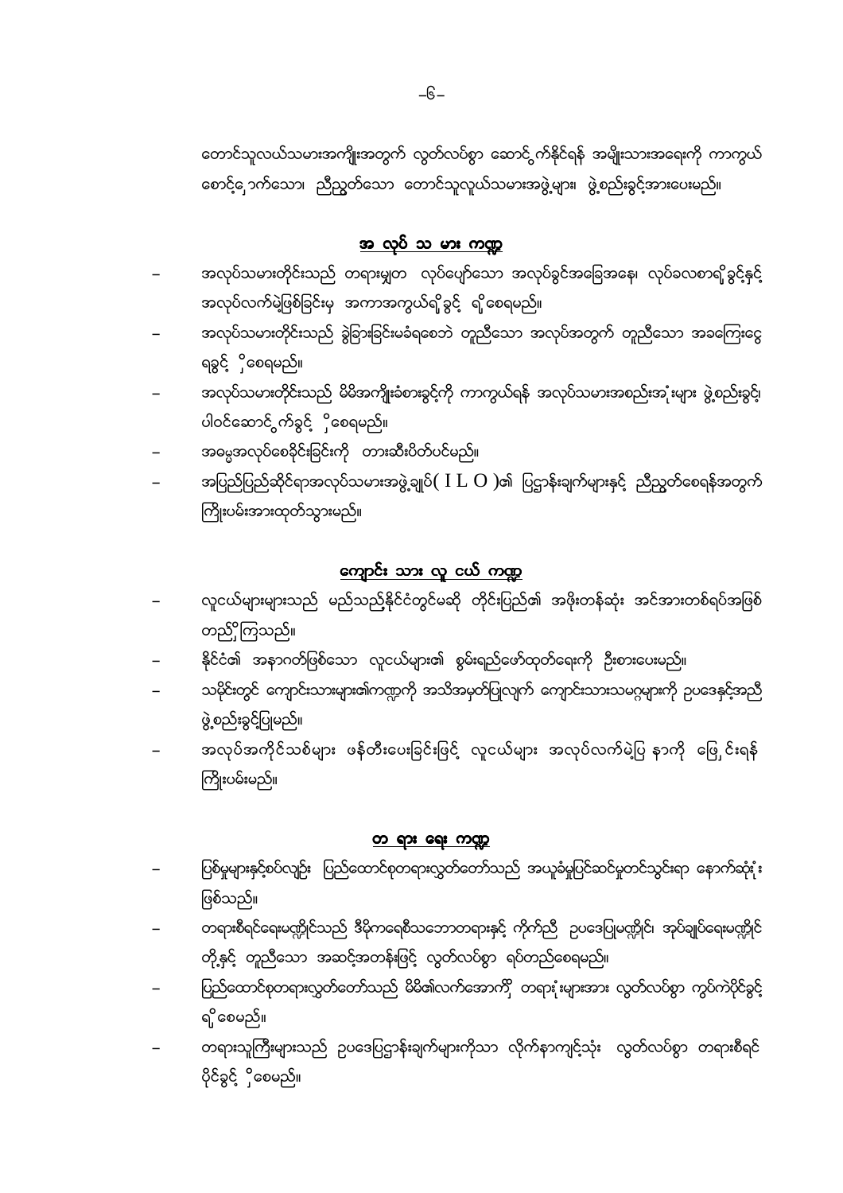တောင်သူလယ်သမားအကျိုးအတွက် လွတ်လပ်စွာ ဆောင်ရွက်နိုင်ရန် အမျိုးသားအရေးကို ကာကွယ်စောင့်ရှောက်သော၊ ညီညွတ်သော တောင်သူလယ်သမားအဖွဲ့များ၊ ဖွဲ့စည်းခွင့်အားပေးမည်။

## အလုပ်သမားကဏ္ဍ

- အလုပ်သမားတိုင်းသည် တရားမျှတ လုပ်ပျော်သော အလုပ်ခွင်အခြေအနေ၊ လုပ်ခလစာရရှိခွင့်နှင့် အလုပ်လက်မဲ့ဖြစ်ခြင်းမှ အကာအကွယ်ရရှိခွင့် ရှိစေရမည်။
- အလုပ်သမားတိုင်းသည် ခွဲခြားခြင်းမခံရစေဘဲ တူညီသော အလုပ်အတွက် တူညီသော အခကြေးငွေ ရခွင့် ရှိစေရမည်။
- အလုပ်သမားတိုင်းသည် မိမိအကျိုးခံစားခွင့်ကို ကာကွယ်ရန် အလုပ်သမားအစည်းအရုံးများ ဖွဲ့စည်းခွင့်၊ ပါဝင်ဆောင်ရွက်ခွင့် ရှိစေရမည်။
- အဓမ္မအလုပ်စေခိုင်းခြင်းကို တားဆီးပိတ်ပင်မည်။
- အပြည်ပြည်ဆိုင်ရာအလုပ်သမားအဖွဲ့ချုပ်( I L O )၏ ပြဋ္ဌာန်းချက်များနှင့် ညီညွတ်စေရန်အတွက် ကြိုးပမ်းအားထုတ်သွားမည်။

## ကျောင်းသားလူငယ်ကဏ္ဍ

- လူငယ်များများသည် မည်သည့်နိုင်ငံတွင်မဆို တိုင်းပြည်၏ အဖိုးတန်ဆုံး အင်အားတစ်ရပ်အဖြစ် တည်ရှိကြသည်။
- နိုင်ငံ၏ အနာဂတ်ဖြစ်သော လူငယ်များ၏ စွမ်းရည်ဖော်ထုတ်ရေးကို ဦးစားပေးမည်။
- သမိုင်းတွင် ကျောင်းသားများ၏ကဏ္ဍကို အသိအမှတ်ပြုလျက် ကျောင်းသားသမဂ္ဂများကို ဥပဒေနှင့်အညီ ဖွဲ့စည်းခွင့်ပြုမည်။
- အလုပ်အကိုင်သစ်များ ဖန်တီးပေးခြင်းဖြင့် လူငယ်များ အလုပ်လက်မဲ့ပြဿနာကို ဖြေရှင်းရန် ကြိုးပမ်းမည်။

## တရားရေးကဏ္ဍ

- ပြစ်မှုများနှင့်စပ်လျဉ်း ပြည်ထောင်စုတရားလွှတ်တော်သည် အယူခံမှုပြင်ဆင်မှုတင်သွင်းရာ နောက်ဆုံးရုံး ဖြစ်သည်။
- တရားစီရင်ရေးမဏ္ဍိုင်သည် ဒီမိုကရေစီသဘောတရားနှင့် ကိုက်ညီ ဥပဒေပြုမဏ္ဍိုင်၊ အုပ်ချုပ်ရေးမဏ္ဍိုင် တို့နှင့် တူညီသော အဆင့်အတန်းဖြင့် လွတ်လပ်စွာ ရပ်တည်စေရမည်။
- ပြည်ထောင်စုတရားလွှတ်တော်သည် မိမိ၏လက်အောက်ရှိ တရားရုံးများအား လွတ်လပ်စွာ ကွပ်ကဲပိုင်ခွင့် ရှိစေမည်။
- တရားသူကြီးများသည် ဥပဒေပြဋ္ဌာန်းချက်များကိုသာ လိုက်နာကျင့်သုံး လွတ်လပ်စွာ တရားစီရင် ပိုင်ခွင့် ရှိစေမည်။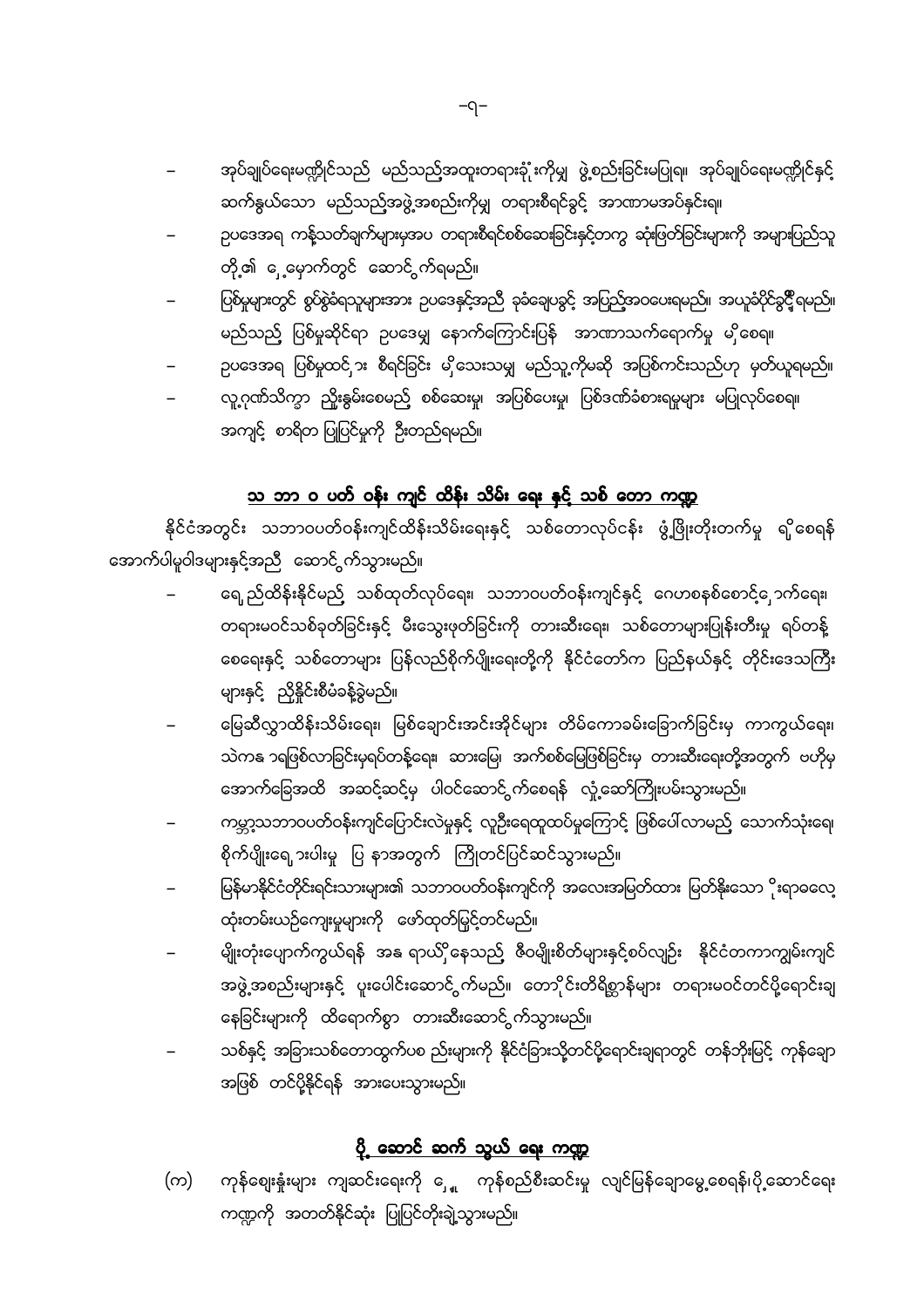- အုပ်ချုပ်ရေးမဏ္ဍိုင်သည် မည်သည့်အထူးတရားရုံးကိုမျှ ဖွဲ့စည်းခြင်းမပြုရ၊ အုပ်ချုပ်ရေးမဏ္ဍိုင်နှင့် ဆက်နွယ်သော မည်သည့်အဖွဲ့အစည်းကိုမျှ တရားစီရင်ခွင့် အာဏာမအပ်နှင်းရ။
- ဥပဒေအရ ကန့်သတ်ချက်များမှအပ တရားစီရင်စစ်ဆေးခြင်းနှင့်တကွ ဆုံးဖြတ်ခြင်းများကို အများပြည်သူတို့၏ ရှေ့မှောက်တွင် ဆောင်ရွက်ရမည်။
- ပြစ်မှုများတွင် စွပ်စွဲခံရသူများအား ဥပဒေနှင့်အညီ ခုခံချေပခွင့် အပြည့်အဝပေးရမည်၊ အယူခံပိုင်ခွင့်ရှိရမည်။ မည်သည့် ပြစ်မှုဆိုင်ရာ ဥပဒေမျှ နောက်ကြောင်းပြန် အာဏာသက်ရောက်မှု မရှိစေရ။
- ဥပဒေအရ ပြစ်မှုထင်ရှားစီရင်ခြင်း မရှိသေးသမျှ မည်သူ့ကိုမဆို အပြစ်ကင်းသည်ဟု မှတ်ယူရမည်။
- လူ့ဂုဏ်သိက္ခာ ညှိုးနွမ်းစေမည့် စစ်ဆေးမှု၊ အပြစ်ပေးမှု၊ ပြစ်ဒဏ်ခံစားရမှုများ မပြုလုပ်စေရ။ အကျင့် စာရိတ္တ ပြုပြင်မှုကို ဦးတည်ရမည်။

## သ ဘာ ဝ ပတ် ဝန်း ကျင် ထိန်း သိမ်း ရေး နှင့် သစ် တော ကဏ္ဍ

နိုင်ငံအတွင်း သဘာဝပတ်ဝန်းကျင်ထိန်းသိမ်းရေးနှင့် သစ်တောလုပ်ငန်း ဖွံ့ဖြိုးတိုးတက်မှု ရှိစေရန် အောက်ပါမူဝါဒများနှင့်အညီ ဆောင်ရွက်သွားမည်။

- ရေရှည်ထိန်းနိုင်မည့် သစ်ထုတ်လုပ်ရေး၊ သဘာဝပတ်ဝန်းကျင်နှင့် ဂေဟစနစ်စောင့်ရှောက်ရေး၊ တရားမဝင်သစ်ခုတ်ခြင်းနှင့် မီးသွေးဖုတ်ခြင်းကို တားဆီးရေး၊ သစ်တောများပြုန်းတီးမှု ရပ်တန့်စေရေးနှင့် သစ်တောများ ပြန်လည်စိုက်ပျိုးရေးတို့ကို နိုင်ငံတော်က ပြည်နယ်နှင့် တိုင်းဒေသကြီးများနှင့် ညှိနှိုင်းစီမံခန့်ခွဲမည်။
- မြေဆီလွှာထိန်းသိမ်းရေး၊ မြစ်ချောင်းအင်းအိုင်များ တိမ်ကောခမ်းခြောက်ခြင်းမှ ကာကွယ်ရေး၊ သဲကန္တာရဖြစ်လာခြင်းမှရပ်တန့်ရေး၊ ဆားငံမြေ၊ အက်စစ်မြေဖြစ်ခြင်းမှ တားဆီးရေးတို့အတွက် ဗဟိုမှ အောက်ခြေအထိ အဆင့်ဆင့်မှ ပါဝင်ဆောင်ရွက်စေရန် လှုံ့ဆော်ကြိုးပမ်းသွားမည်။
- ကမ္ဘာ့သဘာဝပတ်ဝန်းကျင်ပြောင်းလဲမှုနှင့် လူဦးရေထူထပ်မှုကြောင့် ဖြစ်ပေါ်လာမည့် သောက်သုံးရေ၊ စိုက်ပျိုးရေရှားပါးမှု ပြဿနာအတွက် ကြိုတင်ပြင်ဆင်သွားမည်။
- မြန်မာနိုင်ငံတိုင်းရင်းသားများ၏ သဘာဝပတ်ဝန်းကျင်ကို အလေးအမြတ်ထား မြတ်နိုးသော ဓိုရာဓလေ့ ထုံးတမ်းယဉ်ကျေးမှုများကို ဖော်ထုတ်မြှင့်တင်မည်။
- မျိုးတုံးပျောက်ကွယ်ရန် အန္တရာယ်ရှိနေသည့် ဇီဝမျိုးစိတ်များနှင့်စပ်လျဉ်း နိုင်ငံတကာကျွမ်းကျင် အဖွဲ့အစည်းများနှင့် ပူးပေါင်းဆောင်ရွက်မည်။ တောရိုင်းတိရိစ္ဆာန်များ တရားမဝင်တင်ပို့ရောင်းချနေခြင်းများကို ထိရောက်စွာ တားဆီးဆောင်ရွက်သွားမည်။
- သစ်နှင့် အခြားသစ်တောထွက်ပစ္စည်းများကို နိုင်ငံခြားသို့တင်ပို့ရောင်းချရာတွင် တန်ဘိုးမြင့် ကုန်ချော အဖြစ် တင်ပို့နိုင်ရန် အားပေးသွားမည်။

## ပို့ ဆောင် ဆက် သွယ် ရေး ကဏ္ဍ

(က) ကုန်ဈေးနှုန်းများ ကျဆင်းရေးကို ရှေးရှု ကုန်စည်စီးဆင်းမှု လျင်မြန်ချောမွေ့စေရန်၊ ပို့ဆောင်ရေး ကဏ္ဍကို အတတ်နိုင်ဆုံး ပြုပြင်တိုးချဲ့သွားမည်။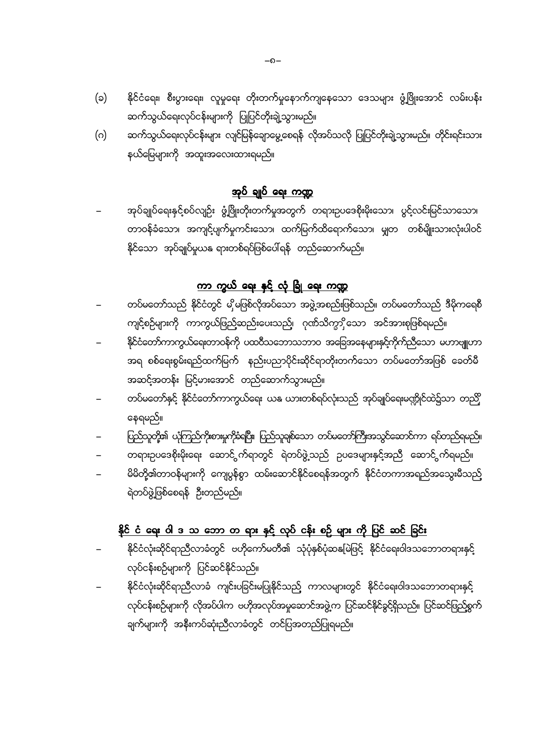(ခ) နိုင်ငံရေး၊ စီးပွားရေး၊ လူမှုရေး တိုးတက်မှုနောက်ကျနေသော ဒေသများ ဖွံ့ဖြိုးအောင် လမ်းပန်း ဆက်သွယ်ရေးလုပ်ငန်းများကို ပြုပြင်တိုးချဲ့သွားမည်။

(ဂ) ဆက်သွယ်ရေးလုပ်ငန်းများ လျင်မြန်ချောမွေ့စေရန် လိုအပ်သလို ပြုပြင်တိုးချဲ့သွားမည်။ တိုင်းရင်းသား နယ်မြေများကို အထူးအလေးထားရမည်။

## <u>အုပ် ချုပ် ရေး ကဏ္ဍ</u>

- အုပ်ချုပ်ရေးနှင့်စပ်လျဉ်း၍ ဖွံ့ဖြိုးတိုးတက်မှုအတွက် တရားဥပဒေစိုးမိုးသော၊ ပွင့်လင်းမြင်သာသော၊ တာဝန်ခံသော၊ အကျင့်ပျက်မှုကင်းသော၊ ထက်မြက်ထိရောက်သော၊ မျှတ တစ်မျိုးသားလုံးပါဝင် နိုင်သော အုပ်ချုပ်မှုယန္တရားတစ်ရပ်ဖြစ်ပေါ်ရန် တည်ဆောက်မည်။

## <u>ကာ ကွယ် ရေး နှင့် လုံ ခြုံ ရေး ကဏ္ဍ</u>

- တပ်မတော်သည် နိုင်ငံတွင် မရှိမဖြစ်လိုအပ်သော အဖွဲ့အစည်းဖြစ်သည်။ တပ်မတော်သည် ဒီမိုကရေစီ ကျင့်စဉ်များကို ကာကွယ်ဖြည့်ဆည်းပေးသည့်၊ ဂုဏ်သိက္ခာရှိသော အင်အားစုဖြစ်ရမည်။
- နိုင်ငံတော်ကာကွယ်ရေးတာဝန်ကို ပထဝီသဘောသဘာဝ အခြေအနေများနှင့်ကိုက်ညီသော မဟာဗျူဟာ အရ စစ်ရေးစွမ်းရည်ထက်မြက် နည်းပညာပိုင်းဆိုင်ရာတိုးတက်သော တပ်မတော်အဖြစ် ခေတ်မီ အဆင့်အတန်း မြင့်မားအောင် တည်ဆောက်သွားမည်။
- တပ်မတော်နှင့် နိုင်ငံတော်ကာကွယ်ရေး ယန္တယားတစ်ရပ်လုံးသည် အုပ်ချုပ်ရေးမဏ္ဍိုင်ထဲ၌သာ တည်ရှိ နေရမည်။
- ပြည်သူတို့၏ ယုံကြည်ကိုးစားမှုကိုရရှိ၍ ပြည်သူချစ်သော တပ်မတော်ကြီးအသွင်ဆောင်ကာ ရပ်တည်ရမည်။
- တရားဥပဒေစိုးမိုးရေး ဆောင်ရွက်ရာတွင် ရဲတပ်ဖွဲ့သည် ဥပဒေများနှင့်အညီ ဆောင်ရွက်ရမည်။
- မိမိတို့၏တာဝန်များကို ကျေပွန်စွာ ထမ်းဆောင်နိုင်စေရန်အတွက် နိုင်ငံတကာအရည်အသွေးမီသည့် ရဲတပ်ဖွဲ့ဖြစ်စေရန် ဦးတည်မည်။

## <u>နိုင် ငံ ရေး ဝါ ဒ သ ဘော တ ရား နှင့် လုပ် ငန်း စဉ် များ ကို ပြင် ဆင် ခြင်း</u>

- နိုင်ငံလုံးဆိုင်ရာညီလာခံတွင် ဗဟိုကော်မတီ၏ သုံးပုံနှစ်ပုံဆန္ဒမဲဖြင့် နိုင်ငံရေးဝါဒသဘောတရားနှင့် လုပ်ငန်းစဉ်များကို ပြင်ဆင်နိုင်သည်။
- နိုင်ငံလုံးဆိုင်ရာညီလာခံ ကျင်းပခြင်းမပြုနိုင်သည့် ကာလများတွင် နိုင်ငံရေးဝါဒသဘောတရားနှင့် လုပ်ငန်းစဉ်များကို လိုအပ်ပါက ဗဟိုအလုပ်အမှုဆောင်အဖွဲ့က ပြင်ဆင်နိုင်ခွင့်ရှိသည်။ ပြင်ဆင်ဖြည့်စွက် ချက်များကို အနီးကပ်ဆုံးညီလာခံတွင် တင်ပြအတည်ပြုရမည်။